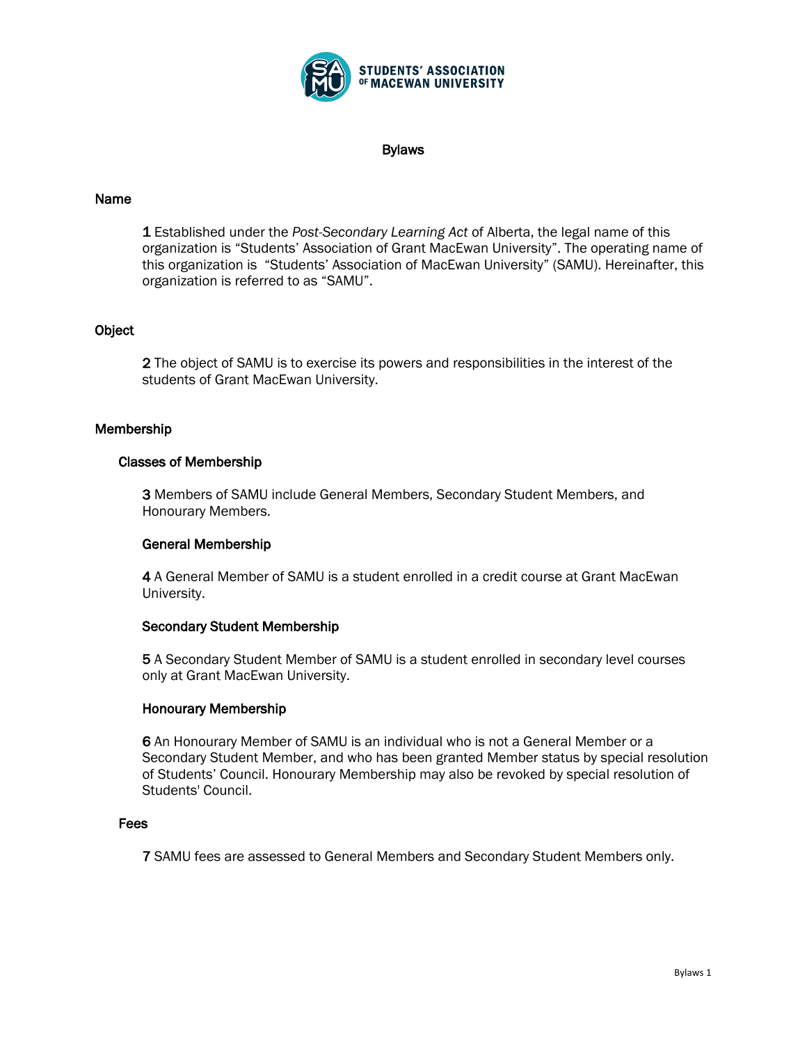# Bylaws

## Name

**1** Established under the *Post-Secondary Learning Act* of Alberta, the legal name of this organization is "Students' Association of Grant MacEwan University". The operating name of this organization is "Students' Association of MacEwan University" (SAMU). Hereinafter, this organization is referred to as "SAMU".

## Object

**2** The object of SAMU is to exercise its powers and responsibilities in the interest of the students of Grant MacEwan University.

## Membership

### Classes of Membership

**3** Members of SAMU include General Members, Secondary Student Members, and Honourary Members.

#### General Membership

**4** A General Member of SAMU is a student enrolled in a credit course at Grant MacEwan University.

#### Secondary Student Membership

**5** A Secondary Student Member of SAMU is a student enrolled in secondary level courses only at Grant MacEwan University.

#### Honourary Membership

**6** An Honourary Member of SAMU is an individual who is not a General Member or a Secondary Student Member, and who has been granted Member status by special resolution of Students' Council. Honourary Membership may also be revoked by special resolution of Students' Council.

### Fees

**7** SAMU fees are assessed to General Members and Secondary Student Members only.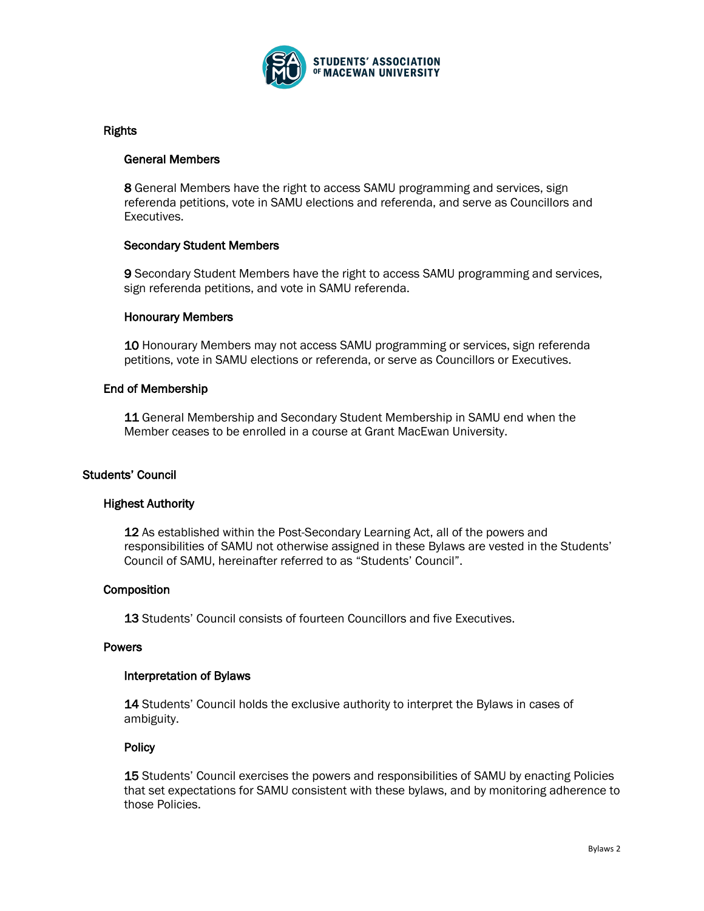### Rights

#### General Members

**8** General Members have the right to access SAMU programming and services, sign referenda petitions, vote in SAMU elections and referenda, and serve as Councillors and Executives.

#### Secondary Student Members

**9** Secondary Student Members have the right to access SAMU programming and services, sign referenda petitions, and vote in SAMU referenda.

#### Honourary Members

**10** Honourary Members may not access SAMU programming or services, sign referenda petitions, vote in SAMU elections or referenda, or serve as Councillors or Executives.

### End of Membership

**11** General Membership and Secondary Student Membership in SAMU end when the Member ceases to be enrolled in a course at Grant MacEwan University.

## Students' Council

### Highest Authority

**12** As established within the Post-Secondary Learning Act, all of the powers and responsibilities of SAMU not otherwise assigned in these Bylaws are vested in the Students' Council of SAMU, hereinafter referred to as "Students' Council".

### Composition

**13** Students' Council consists of fourteen Councillors and five Executives.

### Powers

#### Interpretation of Bylaws

**14** Students' Council holds the exclusive authority to interpret the Bylaws in cases of ambiguity.

#### Policy

**15** Students' Council exercises the powers and responsibilities of SAMU by enacting Policies that set expectations for SAMU consistent with these bylaws, and by monitoring adherence to those Policies.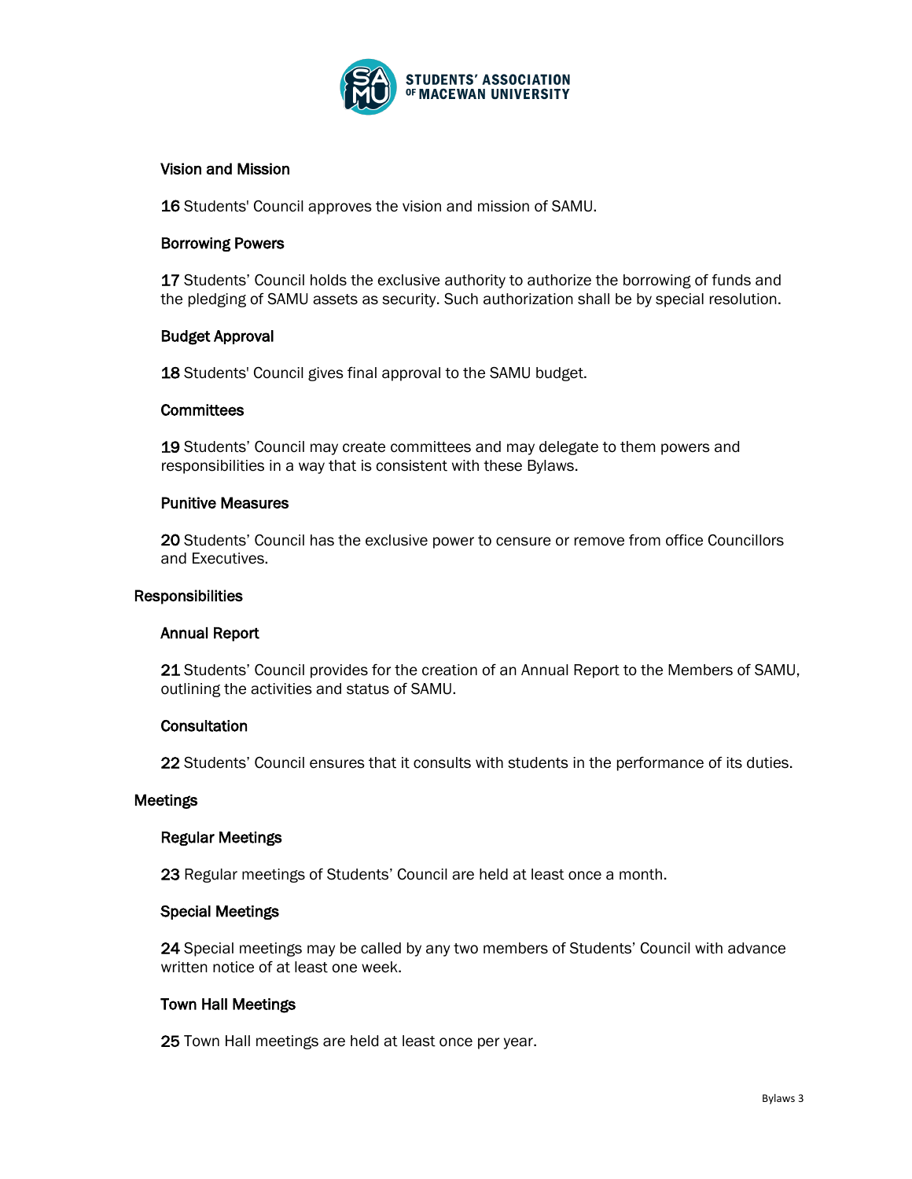### Vision and Mission

**16** Students' Council approves the vision and mission of SAMU.

### Borrowing Powers

**17** Students' Council holds the exclusive authority to authorize the borrowing of funds and the pledging of SAMU assets as security. Such authorization shall be by special resolution.

### Budget Approval

**18** Students' Council gives final approval to the SAMU budget.

### Committees

**19** Students' Council may create committees and may delegate to them powers and responsibilities in a way that is consistent with these Bylaws.

### Punitive Measures

**20** Students' Council has the exclusive power to censure or remove from office Councillors and Executives.

## Responsibilities

### Annual Report

**21** Students' Council provides for the creation of an Annual Report to the Members of SAMU, outlining the activities and status of SAMU.

### Consultation

**22** Students' Council ensures that it consults with students in the performance of its duties.

## Meetings

### Regular Meetings

**23** Regular meetings of Students' Council are held at least once a month.

### Special Meetings

**24** Special meetings may be called by any two members of Students' Council with advance written notice of at least one week.

### Town Hall Meetings

**25** Town Hall meetings are held at least once per year.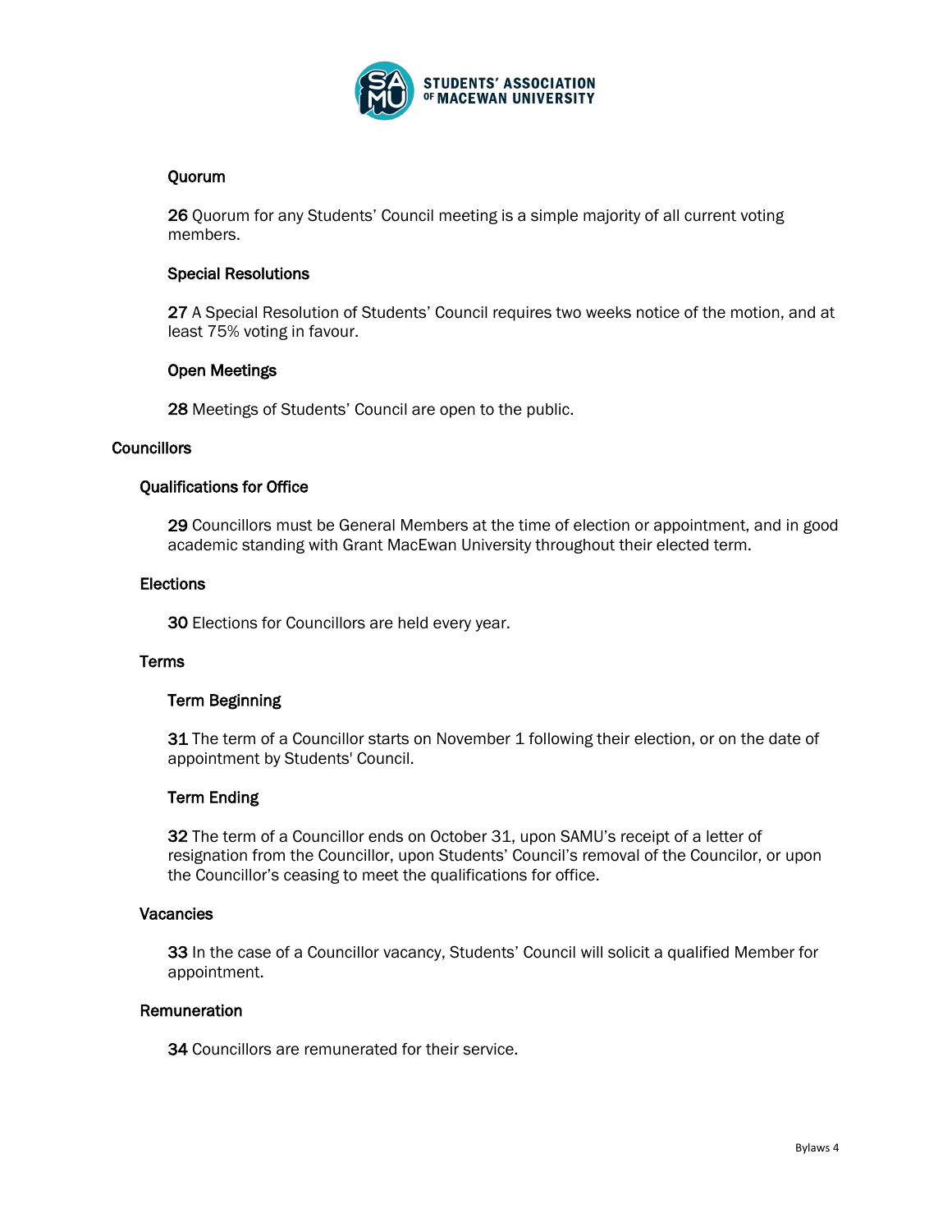#### Quorum

**26** Quorum for any Students' Council meeting is a simple majority of all current voting members.

#### Special Resolutions

**27** A Special Resolution of Students' Council requires two weeks notice of the motion, and at least 75% voting in favour.

#### Open Meetings

**28** Meetings of Students' Council are open to the public.

## Councillors

### Qualifications for Office

**29** Councillors must be General Members at the time of election or appointment, and in good academic standing with Grant MacEwan University throughout their elected term.

### Elections

**30** Elections for Councillors are held every year.

### Terms

#### Term Beginning

**31** The term of a Councillor starts on November 1 following their election, or on the date of appointment by Students' Council.

#### Term Ending

**32** The term of a Councillor ends on October 31, upon SAMU's receipt of a letter of resignation from the Councillor, upon Students' Council's removal of the Councilor, or upon the Councillor's ceasing to meet the qualifications for office.

### Vacancies

**33** In the case of a Councillor vacancy, Students' Council will solicit a qualified Member for appointment.

### Remuneration

**34** Councillors are remunerated for their service.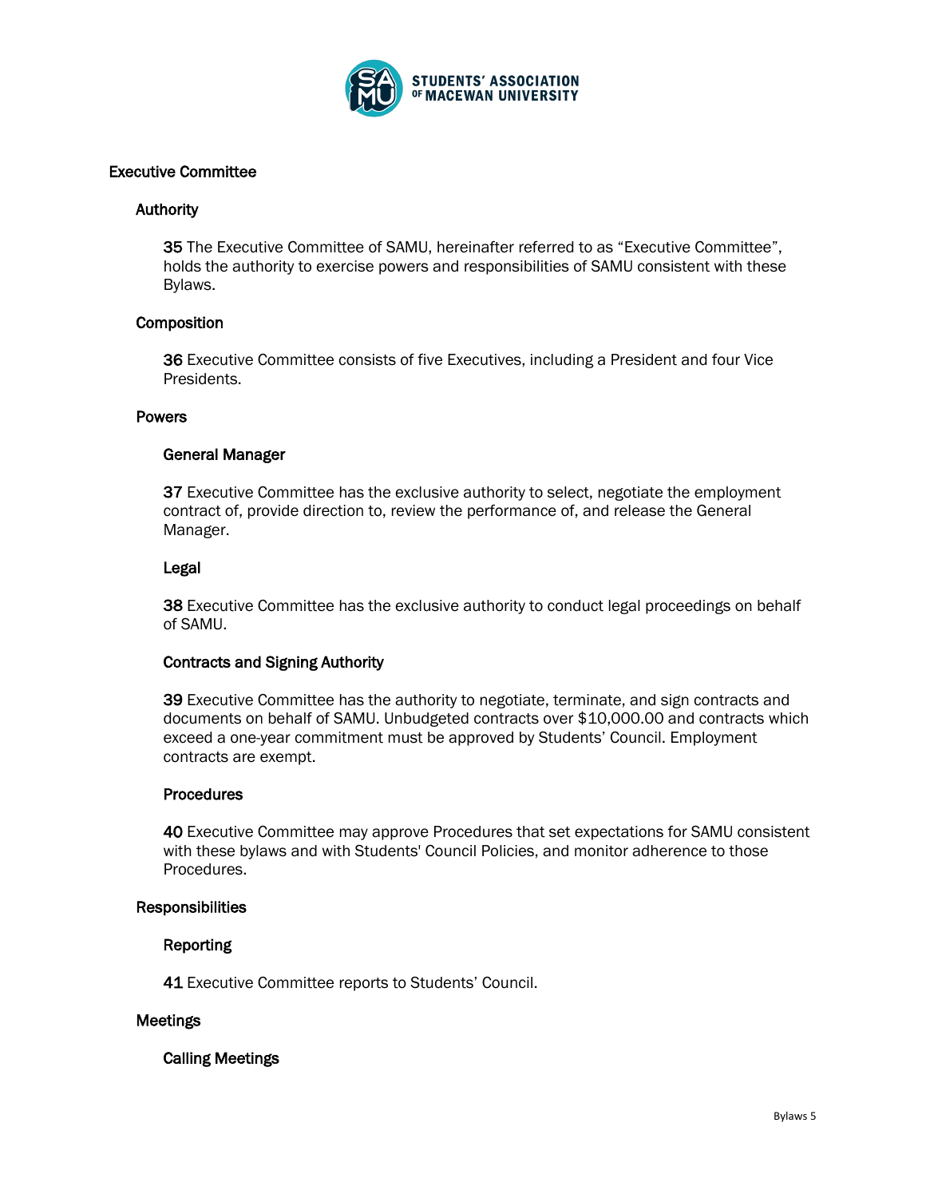## Executive Committee

### Authority

**35** The Executive Committee of SAMU, hereinafter referred to as "Executive Committee", holds the authority to exercise powers and responsibilities of SAMU consistent with these Bylaws.

### Composition

**36** Executive Committee consists of five Executives, including a President and four Vice Presidents.

### Powers

#### General Manager

**37** Executive Committee has the exclusive authority to select, negotiate the employment contract of, provide direction to, review the performance of, and release the General Manager.

#### Legal

**38** Executive Committee has the exclusive authority to conduct legal proceedings on behalf of SAMU.

#### Contracts and Signing Authority

**39** Executive Committee has the authority to negotiate, terminate, and sign contracts and documents on behalf of SAMU. Unbudgeted contracts over $10,000.00 and contracts which exceed a one-year commitment must be approved by Students' Council. Employment contracts are exempt.

#### Procedures

**40** Executive Committee may approve Procedures that set expectations for SAMU consistent with these bylaws and with Students' Council Policies, and monitor adherence to those Procedures.

### Responsibilities

#### Reporting

**41** Executive Committee reports to Students' Council.

### Meetings

#### Calling Meetings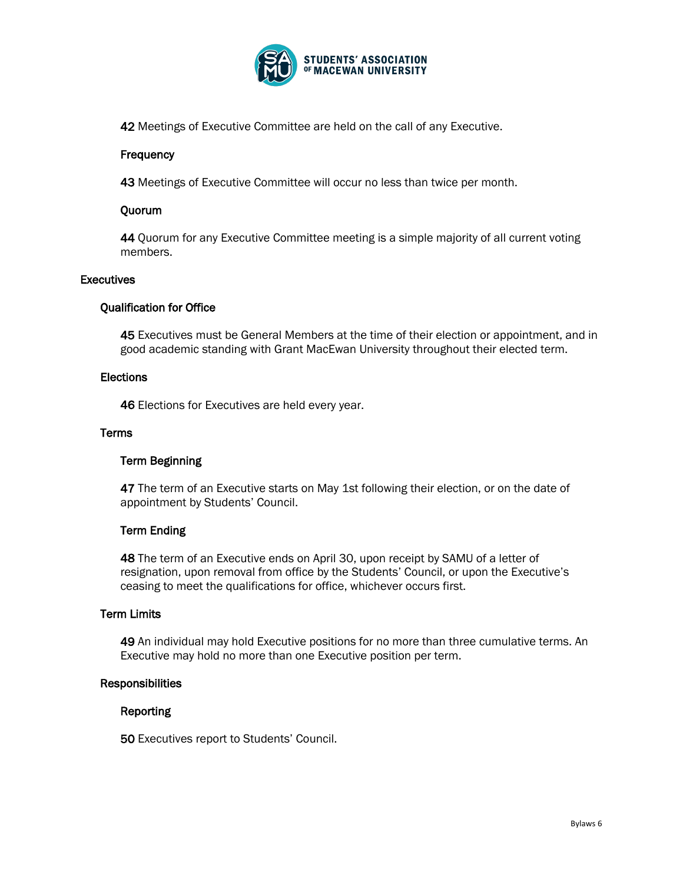**42** Meetings of Executive Committee are held on the call of any Executive.

#### Frequency

**43** Meetings of Executive Committee will occur no less than twice per month.

#### Quorum

**44** Quorum for any Executive Committee meeting is a simple majority of all current voting members.

## Executives

### Qualification for Office

**45** Executives must be General Members at the time of their election or appointment, and in good academic standing with Grant MacEwan University throughout their elected term.

### Elections

**46** Elections for Executives are held every year.

### Terms

#### Term Beginning

**47** The term of an Executive starts on May 1st following their election, or on the date of appointment by Students' Council.

#### Term Ending

**48** The term of an Executive ends on April 30, upon receipt by SAMU of a letter of resignation, upon removal from office by the Students' Council, or upon the Executive's ceasing to meet the qualifications for office, whichever occurs first.

### Term Limits

**49** An individual may hold Executive positions for no more than three cumulative terms. An Executive may hold no more than one Executive position per term.

### Responsibilities

#### Reporting

**50** Executives report to Students' Council.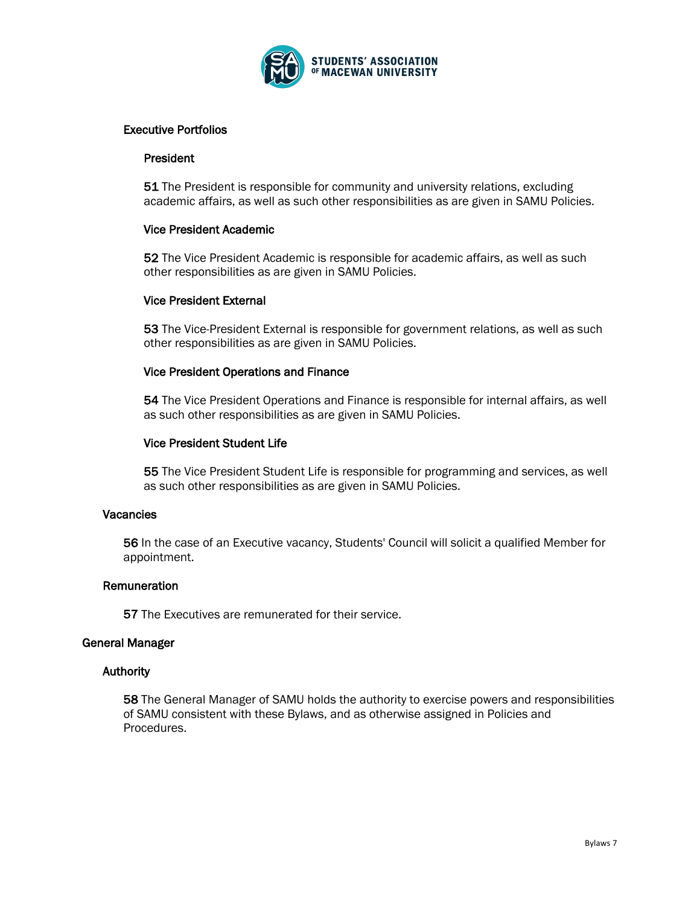### Executive Portfolios

#### President

**51** The President is responsible for community and university relations, excluding academic affairs, as well as such other responsibilities as are given in SAMU Policies.

#### Vice President Academic

**52** The Vice President Academic is responsible for academic affairs, as well as such other responsibilities as are given in SAMU Policies.

#### Vice President External

**53** The Vice-President External is responsible for government relations, as well as such other responsibilities as are given in SAMU Policies.

#### Vice President Operations and Finance

**54** The Vice President Operations and Finance is responsible for internal affairs, as well as such other responsibilities as are given in SAMU Policies.

#### Vice President Student Life

**55** The Vice President Student Life is responsible for programming and services, as well as such other responsibilities as are given in SAMU Policies.

### Vacancies

**56** In the case of an Executive vacancy, Students' Council will solicit a qualified Member for appointment.

### Remuneration

**57** The Executives are remunerated for their service.

## General Manager

### Authority

**58** The General Manager of SAMU holds the authority to exercise powers and responsibilities of SAMU consistent with these Bylaws, and as otherwise assigned in Policies and Procedures.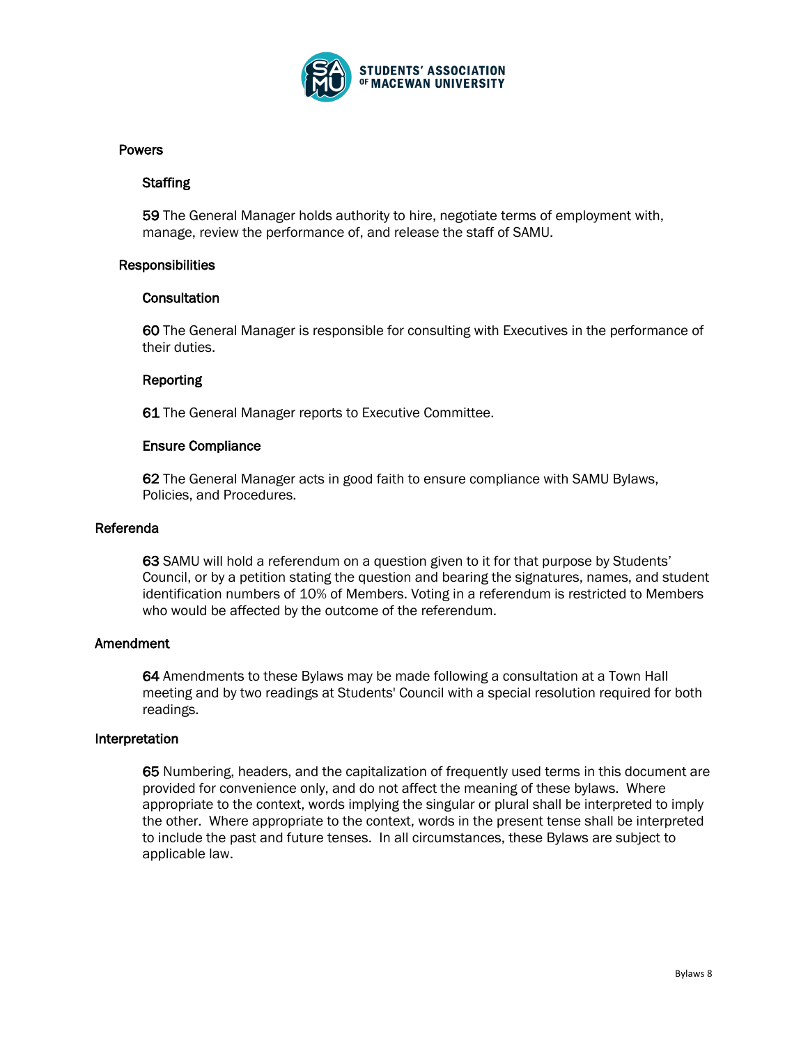### Powers

#### Staffing

**59** The General Manager holds authority to hire, negotiate terms of employment with, manage, review the performance of, and release the staff of SAMU.

### Responsibilities

#### Consultation

**60** The General Manager is responsible for consulting with Executives in the performance of their duties.

#### Reporting

**61** The General Manager reports to Executive Committee.

#### Ensure Compliance

**62** The General Manager acts in good faith to ensure compliance with SAMU Bylaws, Policies, and Procedures.

## Referenda

**63** SAMU will hold a referendum on a question given to it for that purpose by Students' Council, or by a petition stating the question and bearing the signatures, names, and student identification numbers of 10% of Members. Voting in a referendum is restricted to Members who would be affected by the outcome of the referendum.

## Amendment

**64** Amendments to these Bylaws may be made following a consultation at a Town Hall meeting and by two readings at Students' Council with a special resolution required for both readings.

## Interpretation

**65** Numbering, headers, and the capitalization of frequently used terms in this document are provided for convenience only, and do not affect the meaning of these bylaws. Where appropriate to the context, words implying the singular or plural shall be interpreted to imply the other. Where appropriate to the context, words in the present tense shall be interpreted to include the past and future tenses. In all circumstances, these Bylaws are subject to applicable law.